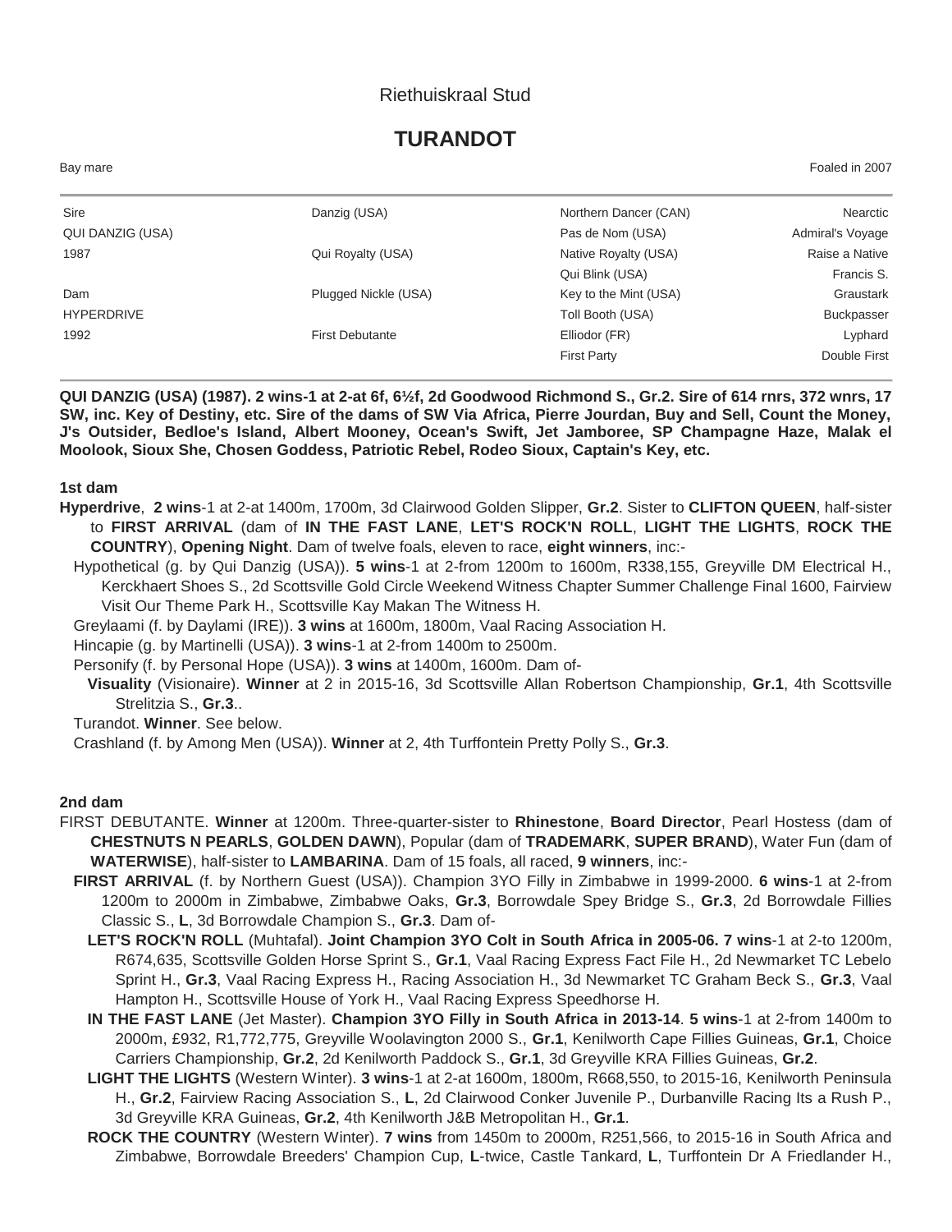Riethuiskraal Stud

# TURANDOT

Bay mare Foaled in 2007

| | | | |
|---|---|---|---|
| Sire | Danzig (USA) | Northern Dancer (CAN) | Nearctic |
| QUI DANZIG (USA) | | Pas de Nom (USA) | Admiral's Voyage |
| 1987 | Qui Royalty (USA) | Native Royalty (USA) | Raise a Native |
| | | Qui Blink (USA) | Francis S. |
| Dam | Plugged Nickle (USA) | Key to the Mint (USA) | Graustark |
| HYPERDRIVE | | Toll Booth (USA) | Buckpasser |
| 1992 | First Debutante | Elliodor (FR) | Lyphard |
| | | First Party | Double First |

**QUI DANZIG (USA) (1987). 2 wins-1 at 2-at 6f, 6½f, 2d Goodwood Richmond S., Gr.2. Sire of 614 rnrs, 372 wnrs, 17 SW, inc. Key of Destiny, etc. Sire of the dams of SW Via Africa, Pierre Jourdan, Buy and Sell, Count the Money, J's Outsider, Bedloe's Island, Albert Mooney, Ocean's Swift, Jet Jamboree, SP Champagne Haze, Malak el Moolook, Sioux She, Chosen Goddess, Patriotic Rebel, Rodeo Sioux, Captain's Key, etc.**

### 1st dam

**Hyperdrive**, **2 wins**-1 at 2-at 1400m, 1700m, 3d Clairwood Golden Slipper, **Gr.2**. Sister to **CLIFTON QUEEN**, half-sister to **FIRST ARRIVAL** (dam of **IN THE FAST LANE**, **LET'S ROCK'N ROLL**, **LIGHT THE LIGHTS**, **ROCK THE COUNTRY**), **Opening Night**. Dam of twelve foals, eleven to race, **eight winners**, inc:-

Hypothetical (g. by Qui Danzig (USA)). **5 wins**-1 at 2-from 1200m to 1600m, R338,155, Greyville DM Electrical H., Kerckhaert Shoes S., 2d Scottsville Gold Circle Weekend Witness Chapter Summer Challenge Final 1600, Fairview Visit Our Theme Park H., Scottsville Kay Makan The Witness H.

Greylaami (f. by Daylami (IRE)). **3 wins** at 1600m, 1800m, Vaal Racing Association H.

Hincapie (g. by Martinelli (USA)). **3 wins**-1 at 2-from 1400m to 2500m.

Personify (f. by Personal Hope (USA)). **3 wins** at 1400m, 1600m. Dam of-

**Visuality** (Visionaire). **Winner** at 2 in 2015-16, 3d Scottsville Allan Robertson Championship, **Gr.1**, 4th Scottsville Strelitzia S., **Gr.3**..

Turandot. **Winner**. See below.

Crashland (f. by Among Men (USA)). **Winner** at 2, 4th Turffontein Pretty Polly S., **Gr.3**.

### 2nd dam

FIRST DEBUTANTE. **Winner** at 1200m. Three-quarter-sister to **Rhinestone**, **Board Director**, Pearl Hostess (dam of **CHESTNUTS N PEARLS**, **GOLDEN DAWN**), Popular (dam of **TRADEMARK**, **SUPER BRAND**), Water Fun (dam of **WATERWISE**), half-sister to **LAMBARINA**. Dam of 15 foals, all raced, **9 winners**, inc:-

**FIRST ARRIVAL** (f. by Northern Guest (USA)). Champion 3YO Filly in Zimbabwe in 1999-2000. **6 wins**-1 at 2-from 1200m to 2000m in Zimbabwe, Zimbabwe Oaks, **Gr.3**, Borrowdale Spey Bridge S., **Gr.3**, 2d Borrowdale Fillies Classic S., **L**, 3d Borrowdale Champion S., **Gr.3**. Dam of-

**LET'S ROCK'N ROLL** (Muhtafal). **Joint Champion 3YO Colt in South Africa in 2005-06. 7 wins**-1 at 2-to 1200m, R674,635, Scottsville Golden Horse Sprint S., **Gr.1**, Vaal Racing Express Fact File H., 2d Newmarket TC Lebelo Sprint H., **Gr.3**, Vaal Racing Express H., Racing Association H., 3d Newmarket TC Graham Beck S., **Gr.3**, Vaal Hampton H., Scottsville House of York H., Vaal Racing Express Speedhorse H.

**IN THE FAST LANE** (Jet Master). **Champion 3YO Filly in South Africa in 2013-14**. **5 wins**-1 at 2-from 1400m to 2000m, £932, R1,772,775, Greyville Woolavington 2000 S., **Gr.1**, Kenilworth Cape Fillies Guineas, **Gr.1**, Choice Carriers Championship, **Gr.2**, 2d Kenilworth Paddock S., **Gr.1**, 3d Greyville KRA Fillies Guineas, **Gr.2**.

**LIGHT THE LIGHTS** (Western Winter). **3 wins**-1 at 2-at 1600m, 1800m, R668,550, to 2015-16, Kenilworth Peninsula H., **Gr.2**, Fairview Racing Association S., **L**, 2d Clairwood Conker Juvenile P., Durbanville Racing Its a Rush P., 3d Greyville KRA Guineas, **Gr.2**, 4th Kenilworth J&B Metropolitan H., **Gr.1**.

**ROCK THE COUNTRY** (Western Winter). **7 wins** from 1450m to 2000m, R251,566, to 2015-16 in South Africa and Zimbabwe, Borrowdale Breeders' Champion Cup, **L**-twice, Castle Tankard, **L**, Turffontein Dr A Friedlander H.,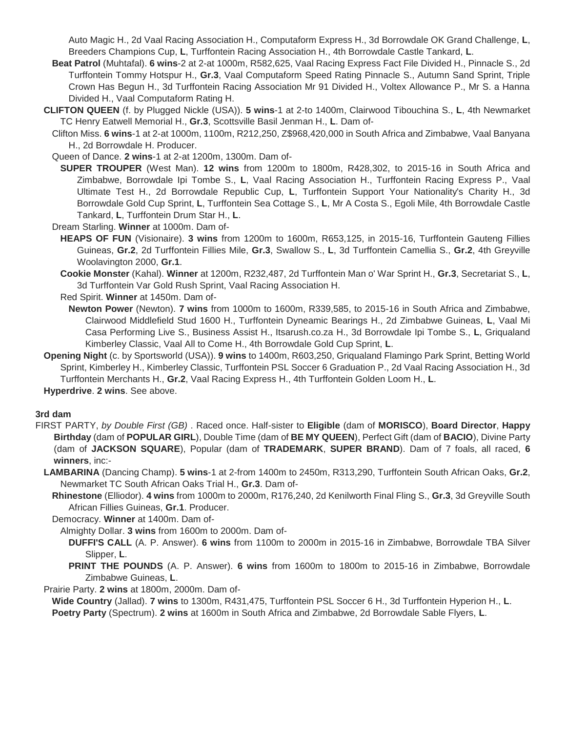Auto Magic H., 2d Vaal Racing Association H., Computaform Express H., 3d Borrowdale OK Grand Challenge, **L**, Breeders Champions Cup, **L**, Turffontein Racing Association H., 4th Borrowdale Castle Tankard, **L**.

**Beat Patrol** (Muhtafal). **6 wins**-2 at 2-at 1000m, R582,625, Vaal Racing Express Fact File Divided H., Pinnacle S., 2d Turffontein Tommy Hotspur H., **Gr.3**, Vaal Computaform Speed Rating Pinnacle S., Autumn Sand Sprint, Triple Crown Has Begun H., 3d Turffontein Racing Association Mr 91 Divided H., Voltex Allowance P., Mr S. a Hanna Divided H., Vaal Computaform Rating H.

**CLIFTON QUEEN** (f. by Plugged Nickle (USA)). **5 wins**-1 at 2-to 1400m, Clairwood Tibouchina S., **L**, 4th Newmarket TC Henry Eatwell Memorial H., **Gr.3**, Scottsville Basil Jenman H., **L**. Dam of-

Clifton Miss. **6 wins**-1 at 2-at 1000m, 1100m, R212,250, Z$968,420,000 in South Africa and Zimbabwe, Vaal Banyana H., 2d Borrowdale H. Producer.

Queen of Dance. **2 wins**-1 at 2-at 1200m, 1300m. Dam of-

**SUPER TROUPER** (West Man). **12 wins** from 1200m to 1800m, R428,302, to 2015-16 in South Africa and Zimbabwe, Borrowdale Ipi Tombe S., **L**, Vaal Racing Association H., Turffontein Racing Express P., Vaal Ultimate Test H., 2d Borrowdale Republic Cup, **L**, Turffontein Support Your Nationality's Charity H., 3d Borrowdale Gold Cup Sprint, **L**, Turffontein Sea Cottage S., **L**, Mr A Costa S., Egoli Mile, 4th Borrowdale Castle Tankard, **L**, Turffontein Drum Star H., **L**.

Dream Starling. **Winner** at 1000m. Dam of-

**HEAPS OF FUN** (Visionaire). **3 wins** from 1200m to 1600m, R653,125, in 2015-16, Turffontein Gauteng Fillies Guineas, **Gr.2**, 2d Turffontein Fillies Mile, **Gr.3**, Swallow S., **L**, 3d Turffontein Camellia S., **Gr.2**, 4th Greyville Woolavington 2000, **Gr.1**.

**Cookie Monster** (Kahal). **Winner** at 1200m, R232,487, 2d Turffontein Man o' War Sprint H., **Gr.3**, Secretariat S., **L**, 3d Turffontein Var Gold Rush Sprint, Vaal Racing Association H.

Red Spirit. **Winner** at 1450m. Dam of-

**Newton Power** (Newton). **7 wins** from 1000m to 1600m, R339,585, to 2015-16 in South Africa and Zimbabwe, Clairwood Middlefield Stud 1600 H., Turffontein Dyneamic Bearings H., 2d Zimbabwe Guineas, **L**, Vaal Mi Casa Performing Live S., Business Assist H., Itsarush.co.za H., 3d Borrowdale Ipi Tombe S., **L**, Griqualand Kimberley Classic, Vaal All to Come H., 4th Borrowdale Gold Cup Sprint, **L**.

**Opening Night** (c. by Sportsworld (USA)). **9 wins** to 1400m, R603,250, Griqualand Flamingo Park Sprint, Betting World Sprint, Kimberley H., Kimberley Classic, Turffontein PSL Soccer 6 Graduation P., 2d Vaal Racing Association H., 3d Turffontein Merchants H., **Gr.2**, Vaal Racing Express H., 4th Turffontein Golden Loom H., **L**.

**Hyperdrive**. **2 wins**. See above.

**3rd dam**

FIRST PARTY, *by Double First (GB)* . Raced once. Half-sister to **Eligible** (dam of **MORISCO**), **Board Director**, **Happy Birthday** (dam of **POPULAR GIRL**), Double Time (dam of **BE MY QUEEN**), Perfect Gift (dam of **BACIO**), Divine Party (dam of **JACKSON SQUARE**), Popular (dam of **TRADEMARK**, **SUPER BRAND**). Dam of 7 foals, all raced, **6 winners**, inc:-

**LAMBARINA** (Dancing Champ). **5 wins**-1 at 2-from 1400m to 2450m, R313,290, Turffontein South African Oaks, **Gr.2**, Newmarket TC South African Oaks Trial H., **Gr.3**. Dam of-

**Rhinestone** (Elliodor). **4 wins** from 1000m to 2000m, R176,240, 2d Kenilworth Final Fling S., **Gr.3**, 3d Greyville South African Fillies Guineas, **Gr.1**. Producer.

Democracy. **Winner** at 1400m. Dam of-

Almighty Dollar. **3 wins** from 1600m to 2000m. Dam of-

**DUFFI'S CALL** (A. P. Answer). **6 wins** from 1100m to 2000m in 2015-16 in Zimbabwe, Borrowdale TBA Silver Slipper, **L**.

**PRINT THE POUNDS** (A. P. Answer). **6 wins** from 1600m to 1800m to 2015-16 in Zimbabwe, Borrowdale Zimbabwe Guineas, **L**.

Prairie Party. **2 wins** at 1800m, 2000m. Dam of-

**Wide Country** (Jallad). **7 wins** to 1300m, R431,475, Turffontein PSL Soccer 6 H., 3d Turffontein Hyperion H., **L**.

**Poetry Party** (Spectrum). **2 wins** at 1600m in South Africa and Zimbabwe, 2d Borrowdale Sable Flyers, **L**.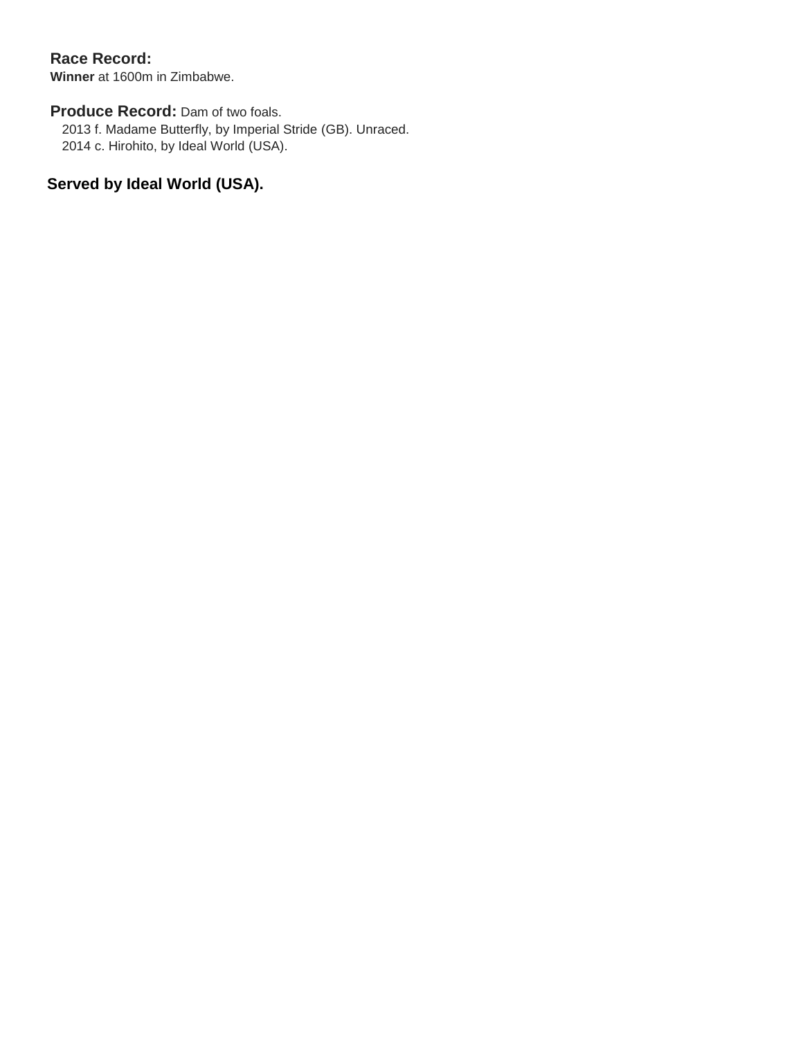**Race Record:**
**Winner** at 1600m in Zimbabwe.

**Produce Record:** Dam of two foals.
2013 f. Madame Butterfly, by Imperial Stride (GB). Unraced.
2014 c. Hirohito, by Ideal World (USA).

**Served by Ideal World (USA).**